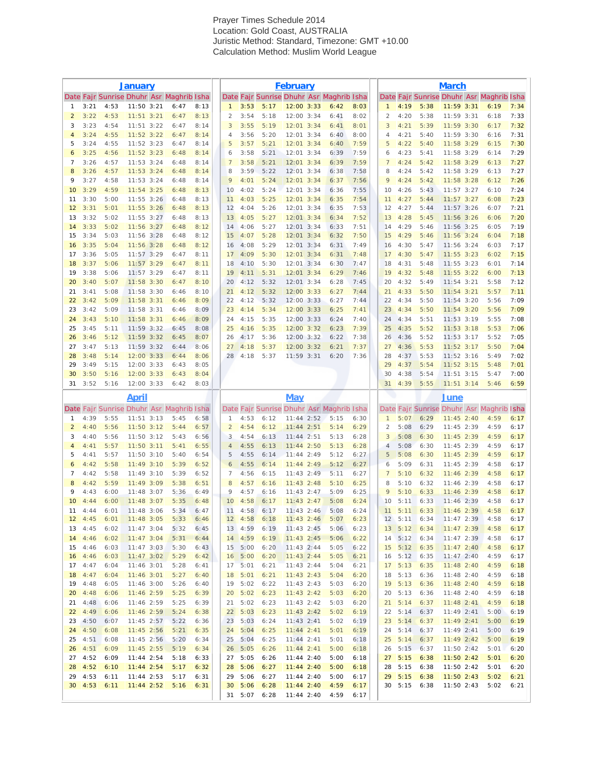Prayer Times Schedule 2014
Location: Gold Coast, AUSTRALIA
Juristic Method: Standard, Timezone: GMT +10.00
Calculation Method: Muslim World League

## January

| Date | Fajr | Sunrise | Dhuhr | Asr | Maghrib | Isha |
|---|---|---|---|---|---|---|
| 1 | 3:21 | 4:53 | 11:50 | 3:21 | 6:47 | 8:13 |
| 2 | 3:22 | 4:53 | 11:51 | 3:21 | 6:47 | 8:13 |
| 3 | 3:23 | 4:54 | 11:51 | 3:22 | 6:47 | 8:14 |
| 4 | 3:24 | 4:55 | 11:52 | 3:22 | 6:47 | 8:14 |
| 5 | 3:24 | 4:55 | 11:52 | 3:23 | 6:47 | 8:14 |
| 6 | 3:25 | 4:56 | 11:52 | 3:23 | 6:48 | 8:14 |
| 7 | 3:26 | 4:57 | 11:53 | 3:24 | 6:48 | 8:14 |
| 8 | 3:26 | 4:57 | 11:53 | 3:24 | 6:48 | 8:14 |
| 9 | 3:27 | 4:58 | 11:53 | 3:24 | 6:48 | 8:14 |
| 10 | 3:29 | 4:59 | 11:54 | 3:25 | 6:48 | 8:13 |
| 11 | 3:30 | 5:00 | 11:55 | 3:26 | 6:48 | 8:13 |
| 12 | 3:31 | 5:01 | 11:55 | 3:26 | 6:48 | 8:13 |
| 13 | 3:32 | 5:02 | 11:55 | 3:27 | 6:48 | 8:13 |
| 14 | 3:33 | 5:02 | 11:56 | 3:27 | 6:48 | 8:12 |
| 15 | 3:34 | 5:03 | 11:56 | 3:28 | 6:48 | 8:12 |
| 16 | 3:35 | 5:04 | 11:56 | 3:28 | 6:48 | 8:12 |
| 17 | 3:36 | 5:05 | 11:57 | 3:29 | 6:47 | 8:11 |
| 18 | 3:37 | 5:06 | 11:57 | 3:29 | 6:47 | 8:11 |
| 19 | 3:38 | 5:06 | 11:57 | 3:29 | 6:47 | 8:11 |
| 20 | 3:40 | 5:07 | 11:58 | 3:30 | 6:47 | 8:10 |
| 21 | 3:41 | 5:08 | 11:58 | 3:30 | 6:46 | 8:10 |
| 22 | 3:42 | 5:09 | 11:58 | 3:31 | 6:46 | 8:09 |
| 23 | 3:42 | 5:09 | 11:58 | 3:31 | 6:46 | 8:09 |
| 24 | 3:43 | 5:10 | 11:58 | 3:31 | 6:46 | 8:09 |
| 25 | 3:45 | 5:11 | 11:59 | 3:32 | 6:45 | 8:08 |
| 26 | 3:46 | 5:12 | 11:59 | 3:32 | 6:45 | 8:07 |
| 27 | 3:47 | 5:13 | 11:59 | 3:32 | 6:44 | 8:06 |
| 28 | 3:48 | 5:14 | 12:00 | 3:33 | 6:44 | 8:06 |
| 29 | 3:49 | 5:15 | 12:00 | 3:33 | 6:43 | 8:05 |
| 30 | 3:50 | 5:16 | 12:00 | 3:33 | 6:43 | 8:04 |
| 31 | 3:52 | 5:16 | 12:00 | 3:33 | 6:42 | 8:03 |

## February

| Date | Fajr | Sunrise | Dhuhr | Asr | Maghrib | Isha |
|---|---|---|---|---|---|---|
| 1 | 3:53 | 5:17 | 12:00 | 3:33 | 6:42 | 8:03 |
| 2 | 3:54 | 5:18 | 12:00 | 3:34 | 6:41 | 8:02 |
| 3 | 3:55 | 5:19 | 12:01 | 3:34 | 6:41 | 8:01 |
| 4 | 3:56 | 5:20 | 12:01 | 3:34 | 6:40 | 8:00 |
| 5 | 3:57 | 5:21 | 12:01 | 3:34 | 6:40 | 7:59 |
| 6 | 3:58 | 5:21 | 12:01 | 3:34 | 6:39 | 7:59 |
| 7 | 3:58 | 5:21 | 12:01 | 3:34 | 6:39 | 7:59 |
| 8 | 3:59 | 5:22 | 12:01 | 3:34 | 6:38 | 7:58 |
| 9 | 4:01 | 5:24 | 12:01 | 3:34 | 6:37 | 7:56 |
| 10 | 4:02 | 5:24 | 12:01 | 3:34 | 6:36 | 7:55 |
| 11 | 4:03 | 5:25 | 12:01 | 3:34 | 6:35 | 7:54 |
| 12 | 4:04 | 5:26 | 12:01 | 3:34 | 6:35 | 7:53 |
| 13 | 4:05 | 5:27 | 12:01 | 3:34 | 6:34 | 7:52 |
| 14 | 4:06 | 5:27 | 12:01 | 3:34 | 6:33 | 7:51 |
| 15 | 4:07 | 5:28 | 12:01 | 3:34 | 6:32 | 7:50 |
| 16 | 4:08 | 5:29 | 12:01 | 3:34 | 6:31 | 7:49 |
| 17 | 4:09 | 5:30 | 12:01 | 3:34 | 6:31 | 7:48 |
| 18 | 4:10 | 5:30 | 12:01 | 3:34 | 6:30 | 7:47 |
| 19 | 4:11 | 5:31 | 12:01 | 3:34 | 6:29 | 7:46 |
| 20 | 4:12 | 5:32 | 12:01 | 3:34 | 6:28 | 7:45 |
| 21 | 4:12 | 5:32 | 12:00 | 3:33 | 6:27 | 7:44 |
| 22 | 4:12 | 5:32 | 12:00 | 3:33 | 6:27 | 7:44 |
| 23 | 4:14 | 5:34 | 12:00 | 3:33 | 6:25 | 7:41 |
| 24 | 4:15 | 5:35 | 12:00 | 3:33 | 6:24 | 7:40 |
| 25 | 4:16 | 5:35 | 12:00 | 3:32 | 6:23 | 7:39 |
| 26 | 4:17 | 5:36 | 12:00 | 3:32 | 6:22 | 7:38 |
| 27 | 4:18 | 5:37 | 12:00 | 3:32 | 6:21 | 7:37 |
| 28 | 4:18 | 5:37 | 11:59 | 3:31 | 6:20 | 7:36 |

## March

| Date | Fajr | Sunrise | Dhuhr | Asr | Maghrib | Isha |
|---|---|---|---|---|---|---|
| 1 | 4:19 | 5:38 | 11:59 | 3:31 | 6:19 | 7:34 |
| 2 | 4:20 | 5:38 | 11:59 | 3:31 | 6:18 | 7:33 |
| 3 | 4:21 | 5:39 | 11:59 | 3:30 | 6:17 | 7:32 |
| 4 | 4:21 | 5:40 | 11:59 | 3:30 | 6:16 | 7:31 |
| 5 | 4:22 | 5:40 | 11:58 | 3:29 | 6:15 | 7:30 |
| 6 | 4:23 | 5:41 | 11:58 | 3:29 | 6:14 | 7:29 |
| 7 | 4:24 | 5:42 | 11:58 | 3:29 | 6:13 | 7:27 |
| 8 | 4:24 | 5:42 | 11:58 | 3:29 | 6:13 | 7:27 |
| 9 | 4:24 | 5:42 | 11:58 | 3:28 | 6:12 | 7:26 |
| 10 | 4:26 | 5:43 | 11:57 | 3:27 | 6:10 | 7:24 |
| 11 | 4:27 | 5:44 | 11:57 | 3:27 | 6:08 | 7:23 |
| 12 | 4:27 | 5:44 | 11:57 | 3:26 | 6:07 | 7:21 |
| 13 | 4:28 | 5:45 | 11:56 | 3:26 | 6:06 | 7:20 |
| 14 | 4:29 | 5:46 | 11:56 | 3:25 | 6:05 | 7:19 |
| 15 | 4:29 | 5:46 | 11:56 | 3:24 | 6:04 | 7:18 |
| 16 | 4:30 | 5:47 | 11:56 | 3:24 | 6:03 | 7:17 |
| 17 | 4:30 | 5:47 | 11:55 | 3:23 | 6:02 | 7:15 |
| 18 | 4:31 | 5:48 | 11:55 | 3:23 | 6:01 | 7:14 |
| 19 | 4:32 | 5:48 | 11:55 | 3:22 | 6:00 | 7:13 |
| 20 | 4:32 | 5:49 | 11:54 | 3:21 | 5:58 | 7:12 |
| 21 | 4:33 | 5:50 | 11:54 | 3:21 | 5:57 | 7:11 |
| 22 | 4:34 | 5:50 | 11:54 | 3:20 | 5:56 | 7:09 |
| 23 | 4:34 | 5:50 | 11:54 | 3:20 | 5:56 | 7:09 |
| 24 | 4:34 | 5:51 | 11:53 | 3:19 | 5:55 | 7:08 |
| 25 | 4:35 | 5:52 | 11:53 | 3:18 | 5:53 | 7:06 |
| 26 | 4:36 | 5:52 | 11:53 | 3:17 | 5:52 | 7:05 |
| 27 | 4:36 | 5:53 | 11:52 | 3:17 | 5:50 | 7:04 |
| 28 | 4:37 | 5:53 | 11:52 | 3:16 | 5:49 | 7:02 |
| 29 | 4:37 | 5:54 | 11:52 | 3:15 | 5:48 | 7:01 |
| 30 | 4:38 | 5:54 | 11:51 | 3:15 | 5:47 | 7:00 |
| 31 | 4:39 | 5:55 | 11:51 | 3:14 | 5:46 | 6:59 |

## April

| Date | Fajr | Sunrise | Dhuhr | Asr | Maghrib | Isha |
|---|---|---|---|---|---|---|
| 1 | 4:39 | 5:55 | 11:51 | 3:13 | 5:45 | 6:58 |
| 2 | 4:40 | 5:56 | 11:50 | 3:12 | 5:44 | 6:57 |
| 3 | 4:40 | 5:56 | 11:50 | 3:12 | 5:43 | 6:56 |
| 4 | 4:41 | 5:57 | 11:50 | 3:11 | 5:41 | 6:55 |
| 5 | 4:41 | 5:57 | 11:50 | 3:10 | 5:40 | 6:54 |
| 6 | 4:42 | 5:58 | 11:49 | 3:10 | 5:39 | 6:52 |
| 7 | 4:42 | 5:58 | 11:49 | 3:10 | 5:39 | 6:52 |
| 8 | 4:42 | 5:59 | 11:49 | 3:09 | 5:38 | 6:51 |
| 9 | 4:43 | 6:00 | 11:48 | 3:07 | 5:36 | 6:49 |
| 10 | 4:44 | 6:00 | 11:48 | 3:07 | 5:35 | 6:48 |
| 11 | 4:44 | 6:01 | 11:48 | 3:06 | 5:34 | 6:47 |
| 12 | 4:45 | 6:01 | 11:48 | 3:05 | 5:33 | 6:46 |
| 13 | 4:45 | 6:02 | 11:47 | 3:04 | 5:32 | 6:45 |
| 14 | 4:46 | 6:02 | 11:47 | 3:04 | 5:31 | 6:44 |
| 15 | 4:46 | 6:03 | 11:47 | 3:03 | 5:30 | 6:43 |
| 16 | 4:46 | 6:03 | 11:47 | 3:02 | 5:29 | 6:42 |
| 17 | 4:47 | 6:04 | 11:46 | 3:01 | 5:28 | 6:41 |
| 18 | 4:47 | 6:04 | 11:46 | 3:01 | 5:27 | 6:40 |
| 19 | 4:48 | 6:05 | 11:46 | 3:00 | 5:26 | 6:40 |
| 20 | 4:48 | 6:06 | 11:46 | 2:59 | 5:25 | 6:39 |
| 21 | 4:48 | 6:06 | 11:46 | 2:59 | 5:25 | 6:39 |
| 22 | 4:49 | 6:06 | 11:46 | 2:59 | 5:24 | 6:38 |
| 23 | 4:50 | 6:07 | 11:45 | 2:57 | 5:22 | 6:36 |
| 24 | 4:50 | 6:08 | 11:45 | 2:56 | 5:21 | 6:35 |
| 25 | 4:51 | 6:08 | 11:45 | 2:56 | 5:20 | 6:34 |
| 26 | 4:51 | 6:09 | 11:45 | 2:55 | 5:19 | 6:34 |
| 27 | 4:52 | 6:09 | 11:44 | 2:54 | 5:18 | 6:33 |
| 28 | 4:52 | 6:10 | 11:44 | 2:54 | 5:17 | 6:32 |
| 29 | 4:53 | 6:11 | 11:44 | 2:53 | 5:17 | 6:31 |
| 30 | 4:53 | 6:11 | 11:44 | 2:52 | 5:16 | 6:31 |

## May

| Date | Fajr | Sunrise | Dhuhr | Asr | Maghrib | Isha |
|---|---|---|---|---|---|---|
| 1 | 4:53 | 6:12 | 11:44 | 2:52 | 5:15 | 6:30 |
| 2 | 4:54 | 6:12 | 11:44 | 2:51 | 5:14 | 6:29 |
| 3 | 4:54 | 6:13 | 11:44 | 2:51 | 5:13 | 6:28 |
| 4 | 4:55 | 6:13 | 11:44 | 2:50 | 5:13 | 6:28 |
| 5 | 4:55 | 6:14 | 11:44 | 2:49 | 5:12 | 6:27 |
| 6 | 4:55 | 6:14 | 11:44 | 2:49 | 5:12 | 6:27 |
| 7 | 4:56 | 6:15 | 11:43 | 2:49 | 5:11 | 6:27 |
| 8 | 4:57 | 6:16 | 11:43 | 2:48 | 5:10 | 6:25 |
| 9 | 4:57 | 6:16 | 11:43 | 2:47 | 5:09 | 6:25 |
| 10 | 4:58 | 6:17 | 11:43 | 2:47 | 5:08 | 6:24 |
| 11 | 4:58 | 6:17 | 11:43 | 2:46 | 5:08 | 6:24 |
| 12 | 4:58 | 6:18 | 11:43 | 2:46 | 5:07 | 6:23 |
| 13 | 4:59 | 6:19 | 11:43 | 2:45 | 5:06 | 6:23 |
| 14 | 4:59 | 6:19 | 11:43 | 2:45 | 5:06 | 6:22 |
| 15 | 5:00 | 6:20 | 11:43 | 2:44 | 5:05 | 6:22 |
| 16 | 5:00 | 6:20 | 11:43 | 2:44 | 5:05 | 6:21 |
| 17 | 5:01 | 6:21 | 11:43 | 2:44 | 5:04 | 6:21 |
| 18 | 5:01 | 6:21 | 11:43 | 2:43 | 5:04 | 6:20 |
| 19 | 5:02 | 6:22 | 11:43 | 2:43 | 5:03 | 6:20 |
| 20 | 5:02 | 6:23 | 11:43 | 2:42 | 5:03 | 6:20 |
| 21 | 5:02 | 6:23 | 11:43 | 2:42 | 5:03 | 6:20 |
| 22 | 5:03 | 6:23 | 11:43 | 2:42 | 5:02 | 6:19 |
| 23 | 5:03 | 6:24 | 11:43 | 2:41 | 5:02 | 6:19 |
| 24 | 5:04 | 6:25 | 11:44 | 2:41 | 5:01 | 6:19 |
| 25 | 5:04 | 6:25 | 11:44 | 2:41 | 5:01 | 6:18 |
| 26 | 5:05 | 6:26 | 11:44 | 2:41 | 5:00 | 6:18 |
| 27 | 5:05 | 6:26 | 11:44 | 2:40 | 5:00 | 6:18 |
| 28 | 5:06 | 6:27 | 11:44 | 2:40 | 5:00 | 6:18 |
| 29 | 5:06 | 6:27 | 11:44 | 2:40 | 5:00 | 6:17 |
| 30 | 5:06 | 6:28 | 11:44 | 2:40 | 4:59 | 6:17 |
| 31 | 5:07 | 6:28 | 11:44 | 2:40 | 4:59 | 6:17 |

## June

| Date | Fajr | Sunrise | Dhuhr | Asr | Maghrib | Isha |
|---|---|---|---|---|---|---|
| 1 | 5:07 | 6:29 | 11:45 | 2:40 | 4:59 | 6:17 |
| 2 | 5:08 | 6:29 | 11:45 | 2:39 | 4:59 | 6:17 |
| 3 | 5:08 | 6:30 | 11:45 | 2:39 | 4:59 | 6:17 |
| 4 | 5:08 | 6:30 | 11:45 | 2:39 | 4:59 | 6:17 |
| 5 | 5:08 | 6:30 | 11:45 | 2:39 | 4:59 | 6:17 |
| 6 | 5:09 | 6:31 | 11:45 | 2:39 | 4:58 | 6:17 |
| 7 | 5:10 | 6:32 | 11:46 | 2:39 | 4:58 | 6:17 |
| 8 | 5:10 | 6:32 | 11:46 | 2:39 | 4:58 | 6:17 |
| 9 | 5:10 | 6:33 | 11:46 | 2:39 | 4:58 | 6:17 |
| 10 | 5:11 | 6:33 | 11:46 | 2:39 | 4:58 | 6:17 |
| 11 | 5:11 | 6:33 | 11:46 | 2:39 | 4:58 | 6:17 |
| 12 | 5:11 | 6:34 | 11:47 | 2:39 | 4:58 | 6:17 |
| 13 | 5:12 | 6:34 | 11:47 | 2:39 | 4:58 | 6:17 |
| 14 | 5:12 | 6:34 | 11:47 | 2:39 | 4:58 | 6:17 |
| 15 | 5:12 | 6:35 | 11:47 | 2:40 | 4:58 | 6:17 |
| 16 | 5:12 | 6:35 | 11:47 | 2:40 | 4:59 | 6:17 |
| 17 | 5:13 | 6:35 | 11:48 | 2:40 | 4:59 | 6:18 |
| 18 | 5:13 | 6:36 | 11:48 | 2:40 | 4:59 | 6:18 |
| 19 | 5:13 | 6:36 | 11:48 | 2:40 | 4:59 | 6:18 |
| 20 | 5:13 | 6:36 | 11:48 | 2:40 | 4:59 | 6:18 |
| 21 | 5:14 | 6:37 | 11:48 | 2:41 | 4:59 | 6:18 |
| 22 | 5:14 | 6:37 | 11:49 | 2:41 | 5:00 | 6:19 |
| 23 | 5:14 | 6:37 | 11:49 | 2:41 | 5:00 | 6:19 |
| 24 | 5:14 | 6:37 | 11:49 | 2:41 | 5:00 | 6:19 |
| 25 | 5:14 | 6:37 | 11:49 | 2:42 | 5:00 | 6:19 |
| 26 | 5:15 | 6:37 | 11:50 | 2:42 | 5:01 | 6:20 |
| 27 | 5:15 | 6:38 | 11:50 | 2:42 | 5:01 | 6:20 |
| 28 | 5:15 | 6:38 | 11:50 | 2:42 | 5:01 | 6:20 |
| 29 | 5:15 | 6:38 | 11:50 | 2:43 | 5:02 | 6:21 |
| 30 | 5:15 | 6:38 | 11:50 | 2:43 | 5:02 | 6:21 |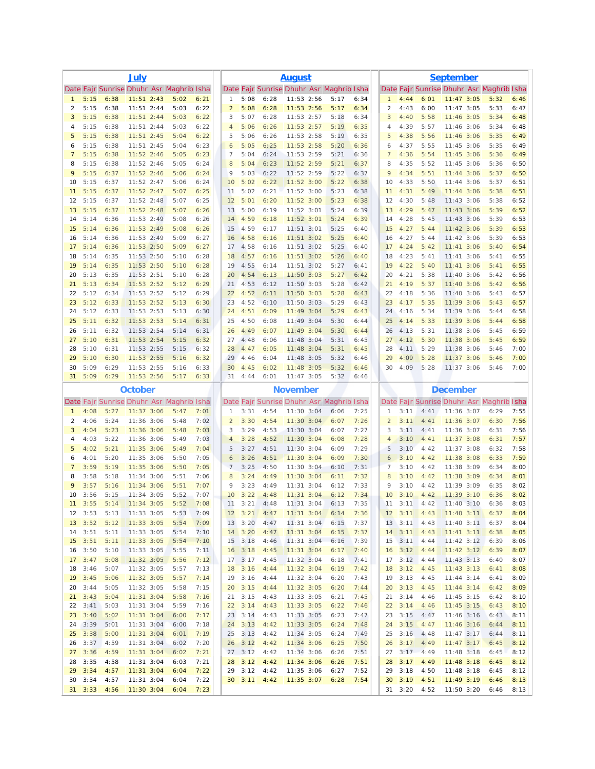## July

| Date | Fajr | Sunrise | Dhuhr | Asr | Maghrib | Isha |
|---|---|---|---|---|---|---|
| 1 | 5:15 | 6:38 | 11:51 | 2:43 | 5:02 | 6:21 |
| 2 | 5:15 | 6:38 | 11:51 | 2:44 | 5:03 | 6:22 |
| 3 | 5:15 | 6:38 | 11:51 | 2:44 | 5:03 | 6:22 |
| 4 | 5:15 | 6:38 | 11:51 | 2:44 | 5:03 | 6:22 |
| 5 | 5:15 | 6:38 | 11:51 | 2:45 | 5:04 | 6:22 |
| 6 | 5:15 | 6:38 | 11:51 | 2:45 | 5:04 | 6:23 |
| 7 | 5:15 | 6:38 | 11:52 | 2:46 | 5:05 | 6:23 |
| 8 | 5:15 | 6:38 | 11:52 | 2:46 | 5:05 | 6:24 |
| 9 | 5:15 | 6:37 | 11:52 | 2:46 | 5:06 | 6:24 |
| 10 | 5:15 | 6:37 | 11:52 | 2:47 | 5:06 | 6:24 |
| 11 | 5:15 | 6:37 | 11:52 | 2:47 | 5:07 | 6:25 |
| 12 | 5:15 | 6:37 | 11:52 | 2:48 | 5:07 | 6:25 |
| 13 | 5:15 | 6:37 | 11:52 | 2:48 | 5:07 | 6:26 |
| 14 | 5:14 | 6:36 | 11:53 | 2:49 | 5:08 | 6:26 |
| 15 | 5:14 | 6:36 | 11:53 | 2:49 | 5:08 | 6:26 |
| 16 | 5:14 | 6:36 | 11:53 | 2:49 | 5:09 | 6:27 |
| 17 | 5:14 | 6:36 | 11:53 | 2:50 | 5:09 | 6:27 |
| 18 | 5:14 | 6:35 | 11:53 | 2:50 | 5:10 | 6:28 |
| 19 | 5:14 | 6:35 | 11:53 | 2:50 | 5:10 | 6:28 |
| 20 | 5:13 | 6:35 | 11:53 | 2:51 | 5:10 | 6:28 |
| 21 | 5:13 | 6:34 | 11:53 | 2:52 | 5:12 | 6:29 |
| 22 | 5:12 | 6:34 | 11:53 | 2:52 | 5:12 | 6:29 |
| 23 | 5:12 | 6:33 | 11:53 | 2:52 | 5:13 | 6:30 |
| 24 | 5:12 | 6:33 | 11:53 | 2:53 | 5:13 | 6:30 |
| 25 | 5:11 | 6:32 | 11:53 | 2:53 | 5:14 | 6:31 |
| 26 | 5:11 | 6:32 | 11:53 | 2:54 | 5:14 | 6:31 |
| 27 | 5:10 | 6:31 | 11:53 | 2:54 | 5:15 | 6:32 |
| 28 | 5:10 | 6:31 | 11:53 | 2:55 | 5:15 | 6:32 |
| 29 | 5:10 | 6:30 | 11:53 | 2:55 | 5:16 | 6:32 |
| 30 | 5:09 | 6:29 | 11:53 | 2:55 | 5:16 | 6:33 |
| 31 | 5:09 | 6:29 | 11:53 | 2:56 | 5:17 | 6:33 |

## August

| Date | Fajr | Sunrise | Dhuhr | Asr | Maghrib | Isha |
|---|---|---|---|---|---|---|
| 1 | 5:08 | 6:28 | 11:53 | 2:56 | 5:17 | 6:34 |
| 2 | 5:08 | 6:28 | 11:53 | 2:56 | 5:17 | 6:34 |
| 3 | 5:07 | 6:28 | 11:53 | 2:57 | 5:18 | 6:34 |
| 4 | 5:06 | 6:26 | 11:53 | 2:57 | 5:19 | 6:35 |
| 5 | 5:06 | 6:26 | 11:53 | 2:58 | 5:19 | 6:35 |
| 6 | 5:05 | 6:25 | 11:53 | 2:58 | 5:20 | 6:36 |
| 7 | 5:04 | 6:24 | 11:53 | 2:59 | 5:21 | 6:36 |
| 8 | 5:04 | 6:23 | 11:52 | 2:59 | 5:21 | 6:37 |
| 9 | 5:03 | 6:22 | 11:52 | 2:59 | 5:22 | 6:37 |
| 10 | 5:02 | 6:22 | 11:52 | 3:00 | 5:22 | 6:38 |
| 11 | 5:02 | 6:21 | 11:52 | 3:00 | 5:23 | 6:38 |
| 12 | 5:01 | 6:20 | 11:52 | 3:00 | 5:23 | 6:38 |
| 13 | 5:00 | 6:19 | 11:52 | 3:01 | 5:24 | 6:39 |
| 14 | 4:59 | 6:18 | 11:52 | 3:01 | 5:24 | 6:39 |
| 15 | 4:59 | 6:17 | 11:51 | 3:01 | 5:25 | 6:40 |
| 16 | 4:58 | 6:16 | 11:51 | 3:02 | 5:25 | 6:40 |
| 17 | 4:58 | 6:16 | 11:51 | 3:02 | 5:25 | 6:40 |
| 18 | 4:57 | 6:16 | 11:51 | 3:02 | 5:26 | 6:40 |
| 19 | 4:55 | 6:14 | 11:51 | 3:02 | 5:27 | 6:41 |
| 20 | 4:54 | 6:13 | 11:50 | 3:03 | 5:27 | 6:42 |
| 21 | 4:53 | 6:12 | 11:50 | 3:03 | 5:28 | 6:42 |
| 22 | 4:52 | 6:11 | 11:50 | 3:03 | 5:28 | 6:43 |
| 23 | 4:52 | 6:10 | 11:50 | 3:03 | 5:29 | 6:43 |
| 24 | 4:51 | 6:09 | 11:49 | 3:04 | 5:29 | 6:43 |
| 25 | 4:50 | 6:08 | 11:49 | 3:04 | 5:30 | 6:44 |
| 26 | 4:49 | 6:07 | 11:49 | 3:04 | 5:30 | 6:44 |
| 27 | 4:48 | 6:06 | 11:48 | 3:04 | 5:31 | 6:45 |
| 28 | 4:47 | 6:05 | 11:48 | 3:04 | 5:31 | 6:45 |
| 29 | 4:46 | 6:04 | 11:48 | 3:05 | 5:32 | 6:46 |
| 30 | 4:45 | 6:02 | 11:48 | 3:05 | 5:32 | 6:46 |
| 31 | 4:44 | 6:01 | 11:47 | 3:05 | 5:32 | 6:46 |

## September

| Date | Fajr | Sunrise | Dhuhr | Asr | Maghrib | Isha |
|---|---|---|---|---|---|---|
| 1 | 4:44 | 6:01 | 11:47 | 3:05 | 5:32 | 6:46 |
| 2 | 4:43 | 6:00 | 11:47 | 3:05 | 5:33 | 6:47 |
| 3 | 4:40 | 5:58 | 11:46 | 3:05 | 5:34 | 6:48 |
| 4 | 4:39 | 5:57 | 11:46 | 3:06 | 5:34 | 6:48 |
| 5 | 4:38 | 5:56 | 11:46 | 3:06 | 5:35 | 6:49 |
| 6 | 4:37 | 5:55 | 11:45 | 3:06 | 5:35 | 6:49 |
| 7 | 4:36 | 5:54 | 11:45 | 3:06 | 5:36 | 6:49 |
| 8 | 4:35 | 5:52 | 11:45 | 3:06 | 5:36 | 6:50 |
| 9 | 4:34 | 5:51 | 11:44 | 3:06 | 5:37 | 6:50 |
| 10 | 4:33 | 5:50 | 11:44 | 3:06 | 5:37 | 6:51 |
| 11 | 4:31 | 5:49 | 11:44 | 3:06 | 5:38 | 6:51 |
| 12 | 4:30 | 5:48 | 11:43 | 3:06 | 5:38 | 6:52 |
| 13 | 4:29 | 5:47 | 11:43 | 3:06 | 5:39 | 6:52 |
| 14 | 4:28 | 5:45 | 11:43 | 3:06 | 5:39 | 6:53 |
| 15 | 4:27 | 5:44 | 11:42 | 3:06 | 5:39 | 6:53 |
| 16 | 4:27 | 5:44 | 11:42 | 3:06 | 5:39 | 6:53 |
| 17 | 4:24 | 5:42 | 11:41 | 3:06 | 5:40 | 6:54 |
| 18 | 4:23 | 5:41 | 11:41 | 3:06 | 5:41 | 6:55 |
| 19 | 4:22 | 5:40 | 11:41 | 3:06 | 5:41 | 6:55 |
| 20 | 4:21 | 5:38 | 11:40 | 3:06 | 5:42 | 6:56 |
| 21 | 4:19 | 5:37 | 11:40 | 3:06 | 5:42 | 6:56 |
| 22 | 4:18 | 5:36 | 11:40 | 3:06 | 5:43 | 6:57 |
| 23 | 4:17 | 5:35 | 11:39 | 3:06 | 5:43 | 6:57 |
| 24 | 4:16 | 5:34 | 11:39 | 3:06 | 5:44 | 6:58 |
| 25 | 4:14 | 5:33 | 11:39 | 3:06 | 5:44 | 6:58 |
| 26 | 4:13 | 5:31 | 11:38 | 3:06 | 5:45 | 6:59 |
| 27 | 4:12 | 5:30 | 11:38 | 3:06 | 5:45 | 6:59 |
| 28 | 4:11 | 5:29 | 11:38 | 3:06 | 5:46 | 7:00 |
| 29 | 4:09 | 5:28 | 11:37 | 3:06 | 5:46 | 7:00 |
| 30 | 4:09 | 5:28 | 11:37 | 3:06 | 5:46 | 7:00 |

## October

| Date | Fajr | Sunrise | Dhuhr | Asr | Maghrib | Isha |
|---|---|---|---|---|---|---|
| 1 | 4:08 | 5:27 | 11:37 | 3:06 | 5:47 | 7:01 |
| 2 | 4:06 | 5:24 | 11:36 | 3:06 | 5:48 | 7:02 |
| 3 | 4:04 | 5:23 | 11:36 | 3:06 | 5:48 | 7:03 |
| 4 | 4:03 | 5:22 | 11:36 | 3:06 | 5:49 | 7:03 |
| 5 | 4:02 | 5:21 | 11:35 | 3:06 | 5:49 | 7:04 |
| 6 | 4:01 | 5:20 | 11:35 | 3:06 | 5:50 | 7:05 |
| 7 | 3:59 | 5:19 | 11:35 | 3:06 | 5:50 | 7:05 |
| 8 | 3:58 | 5:18 | 11:34 | 3:06 | 5:51 | 7:06 |
| 9 | 3:57 | 5:16 | 11:34 | 3:06 | 5:51 | 7:07 |
| 10 | 3:56 | 5:15 | 11:34 | 3:05 | 5:52 | 7:07 |
| 11 | 3:55 | 5:14 | 11:34 | 3:05 | 5:52 | 7:08 |
| 12 | 3:53 | 5:13 | 11:33 | 3:05 | 5:53 | 7:09 |
| 13 | 3:52 | 5:12 | 11:33 | 3:05 | 5:54 | 7:09 |
| 14 | 3:51 | 5:11 | 11:33 | 3:05 | 5:54 | 7:10 |
| 15 | 3:51 | 5:11 | 11:33 | 3:05 | 5:54 | 7:10 |
| 16 | 3:50 | 5:10 | 11:33 | 3:05 | 5:55 | 7:11 |
| 17 | 3:47 | 5:08 | 11:32 | 3:05 | 5:56 | 7:12 |
| 18 | 3:46 | 5:07 | 11:32 | 3:05 | 5:57 | 7:13 |
| 19 | 3:45 | 5:06 | 11:32 | 3:05 | 5:57 | 7:14 |
| 20 | 3:44 | 5:05 | 11:32 | 3:05 | 5:58 | 7:15 |
| 21 | 3:43 | 5:04 | 11:31 | 3:04 | 5:58 | 7:16 |
| 22 | 3:41 | 5:03 | 11:31 | 3:04 | 5:59 | 7:16 |
| 23 | 3:40 | 5:02 | 11:31 | 3:04 | 6:00 | 7:17 |
| 24 | 3:39 | 5:01 | 11:31 | 3:04 | 6:00 | 7:18 |
| 25 | 3:38 | 5:00 | 11:31 | 3:04 | 6:01 | 7:19 |
| 26 | 3:37 | 4:59 | 11:31 | 3:04 | 6:02 | 7:20 |
| 27 | 3:36 | 4:59 | 11:31 | 3:04 | 6:02 | 7:21 |
| 28 | 3:35 | 4:58 | 11:31 | 3:04 | 6:03 | 7:21 |
| 29 | 3:34 | 4:57 | 11:31 | 3:04 | 6:04 | 7:22 |
| 30 | 3:34 | 4:57 | 11:31 | 3:04 | 6:04 | 7:22 |
| 31 | 3:33 | 4:56 | 11:30 | 3:04 | 6:04 | 7:23 |

## November

| Date | Fajr | Sunrise | Dhuhr | Asr | Maghrib | Isha |
|---|---|---|---|---|---|---|
| 1 | 3:31 | 4:54 | 11:30 | 3:04 | 6:06 | 7:25 |
| 2 | 3:30 | 4:54 | 11:30 | 3:04 | 6:07 | 7:26 |
| 3 | 3:29 | 4:53 | 11:30 | 3:04 | 6:07 | 7:27 |
| 4 | 3:28 | 4:52 | 11:30 | 3:04 | 6:08 | 7:28 |
| 5 | 3:27 | 4:51 | 11:30 | 3:04 | 6:09 | 7:29 |
| 6 | 3:26 | 4:51 | 11:30 | 3:04 | 6:09 | 7:30 |
| 7 | 3:25 | 4:50 | 11:30 | 3:04 | 6:10 | 7:31 |
| 8 | 3:24 | 4:49 | 11:30 | 3:04 | 6:11 | 7:32 |
| 9 | 3:23 | 4:49 | 11:31 | 3:04 | 6:12 | 7:33 |
| 10 | 3:22 | 4:48 | 11:31 | 3:04 | 6:12 | 7:34 |
| 11 | 3:21 | 4:48 | 11:31 | 3:04 | 6:13 | 7:35 |
| 12 | 3:21 | 4:47 | 11:31 | 3:04 | 6:14 | 7:36 |
| 13 | 3:20 | 4:47 | 11:31 | 3:04 | 6:15 | 7:37 |
| 14 | 3:20 | 4:47 | 11:31 | 3:04 | 6:15 | 7:37 |
| 15 | 3:18 | 4:46 | 11:31 | 3:04 | 6:16 | 7:39 |
| 16 | 3:18 | 4:45 | 11:31 | 3:04 | 6:17 | 7:40 |
| 17 | 3:17 | 4:45 | 11:32 | 3:04 | 6:18 | 7:41 |
| 18 | 3:16 | 4:44 | 11:32 | 3:04 | 6:19 | 7:42 |
| 19 | 3:16 | 4:44 | 11:32 | 3:04 | 6:20 | 7:43 |
| 20 | 3:15 | 4:44 | 11:32 | 3:05 | 6:20 | 7:44 |
| 21 | 3:15 | 4:43 | 11:33 | 3:05 | 6:21 | 7:45 |
| 22 | 3:14 | 4:43 | 11:33 | 3:05 | 6:22 | 7:46 |
| 23 | 3:14 | 4:43 | 11:33 | 3:05 | 6:23 | 7:47 |
| 24 | 3:13 | 4:42 | 11:33 | 3:05 | 6:24 | 7:48 |
| 25 | 3:13 | 4:42 | 11:34 | 3:05 | 6:24 | 7:49 |
| 26 | 3:12 | 4:42 | 11:34 | 3:06 | 6:25 | 7:50 |
| 27 | 3:12 | 4:42 | 11:34 | 3:06 | 6:26 | 7:51 |
| 28 | 3:12 | 4:42 | 11:34 | 3:06 | 6:26 | 7:51 |
| 29 | 3:12 | 4:42 | 11:35 | 3:06 | 6:27 | 7:52 |
| 30 | 3:11 | 4:42 | 11:35 | 3:07 | 6:28 | 7:54 |

## December

| Date | Fajr | Sunrise | Dhuhr | Asr | Maghrib | Isha |
|---|---|---|---|---|---|---|
| 1 | 3:11 | 4:41 | 11:36 | 3:07 | 6:29 | 7:55 |
| 2 | 3:11 | 4:41 | 11:36 | 3:07 | 6:30 | 7:56 |
| 3 | 3:11 | 4:41 | 11:36 | 3:07 | 6:31 | 7:56 |
| 4 | 3:10 | 4:41 | 11:37 | 3:08 | 6:31 | 7:57 |
| 5 | 3:10 | 4:42 | 11:37 | 3:08 | 6:32 | 7:58 |
| 6 | 3:10 | 4:42 | 11:38 | 3:08 | 6:33 | 7:59 |
| 7 | 3:10 | 4:42 | 11:38 | 3:09 | 6:34 | 8:00 |
| 8 | 3:10 | 4:42 | 11:38 | 3:09 | 6:34 | 8:01 |
| 9 | 3:10 | 4:42 | 11:39 | 3:09 | 6:35 | 8:02 |
| 10 | 3:10 | 4:42 | 11:39 | 3:10 | 6:36 | 8:02 |
| 11 | 3:11 | 4:42 | 11:40 | 3:10 | 6:36 | 8:03 |
| 12 | 3:11 | 4:43 | 11:40 | 3:11 | 6:37 | 8:04 |
| 13 | 3:11 | 4:43 | 11:40 | 3:11 | 6:38 | 8:04 |
| 14 | 3:11 | 4:43 | 11:41 | 3:11 | 6:38 | 8:05 |
| 15 | 3:11 | 4:44 | 11:42 | 3:12 | 6:39 | 8:06 |
| 16 | 3:12 | 4:44 | 11:42 | 3:12 | 6:39 | 8:07 |
| 17 | 3:12 | 4:44 | 11:43 | 3:13 | 6:40 | 8:07 |
| 18 | 3:12 | 4:45 | 11:43 | 3:13 | 6:41 | 8:08 |
| 19 | 3:13 | 4:45 | 11:44 | 3:14 | 6:41 | 8:09 |
| 20 | 3:13 | 4:45 | 11:44 | 3:14 | 6:42 | 8:09 |
| 21 | 3:14 | 4:46 | 11:45 | 3:15 | 6:42 | 8:10 |
| 22 | 3:14 | 4:46 | 11:45 | 3:15 | 6:43 | 8:10 |
| 23 | 3:15 | 4:47 | 11:46 | 3:16 | 6:43 | 8:11 |
| 24 | 3:15 | 4:47 | 11:46 | 3:16 | 6:44 | 8:11 |
| 25 | 3:16 | 4:48 | 11:47 | 3:17 | 6:44 | 8:11 |
| 26 | 3:17 | 4:49 | 11:47 | 3:17 | 6:45 | 8:12 |
| 27 | 3:17 | 4:49 | 11:48 | 3:18 | 6:45 | 8:12 |
| 28 | 3:17 | 4:49 | 11:48 | 3:18 | 6:45 | 8:12 |
| 29 | 3:18 | 4:50 | 11:48 | 3:18 | 6:45 | 8:12 |
| 30 | 3:19 | 4:51 | 11:49 | 3:19 | 6:46 | 8:13 |
| 31 | 3:20 | 4:52 | 11:50 | 3:20 | 6:46 | 8:13 |